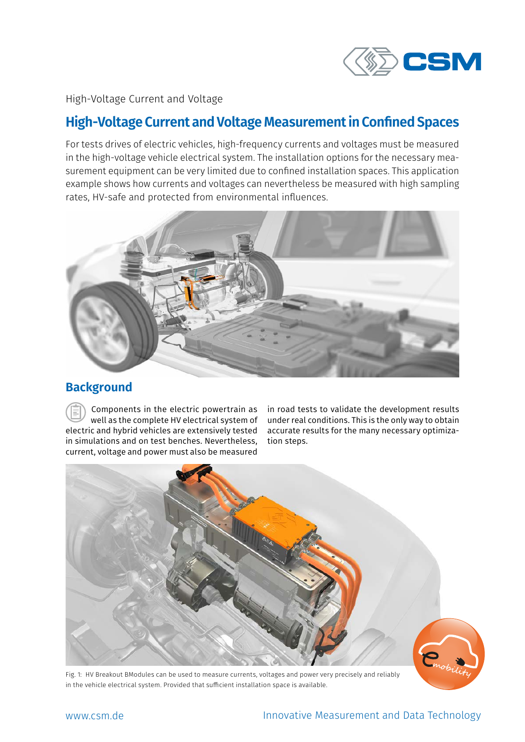High-Voltage Current and Voltage

# High-Voltage Current and Voltage Measurement in Confined Spaces

For tests drives of electric vehicles, high-frequency currents and voltages must be measured in the high-voltage vehicle electrical system. The installation options for the necessary measurement equipment can be very limited due to confined installation spaces. This application example shows how currents and voltages can nevertheless be measured with high sampling rates, HV-safe and protected from environmental influences.

## Background

Components in the electric powertrain as well as the complete HV electrical system of electric and hybrid vehicles are extensively tested in simulations and on test benches. Nevertheless, current, voltage and power must also be measured in road tests to validate the development results under real conditions. This is the only way to obtain accurate results for the many necessary optimization steps.

Fig. 1: HV Breakout BModules can be used to measure currents, voltages and power very precisely and reliably in the vehicle electrical system. Provided that sufficient installation space is available.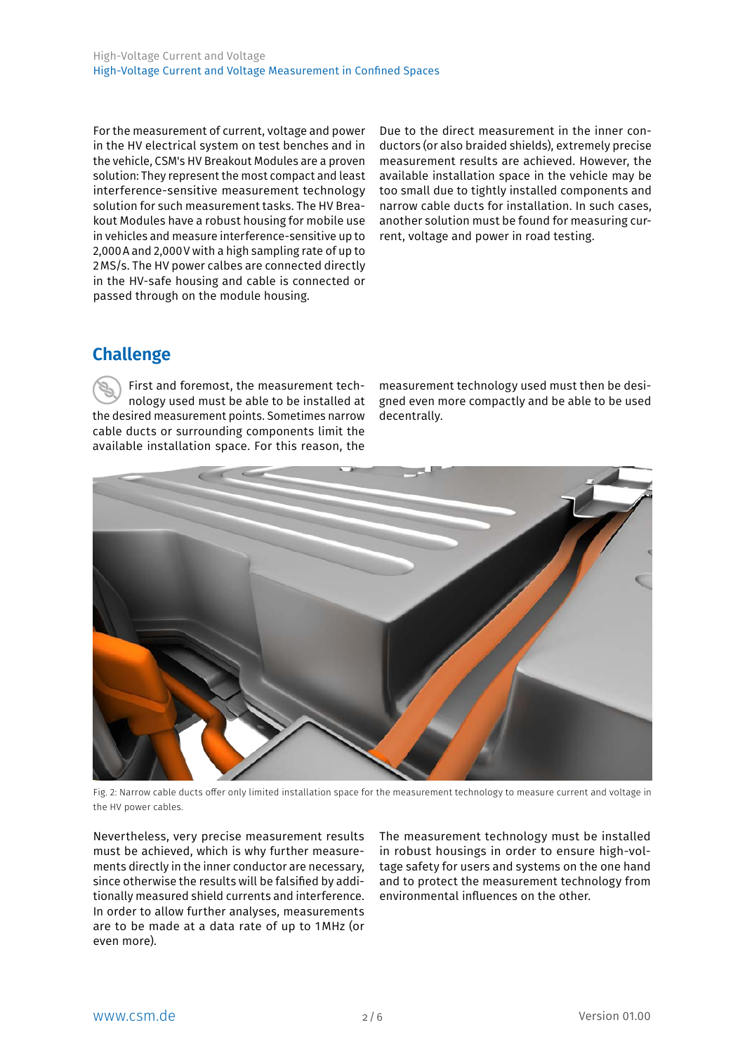For the measurement of current, voltage and power in the HV electrical system on test benches and in the vehicle, CSM's HV Breakout Modules are a proven solution: They represent the most compact and least interference-sensitive measurement technology solution for such measurement tasks. The HV Breakout Modules have a robust housing for mobile use in vehicles and measure interference-sensitive up to 2,000 A and 2,000 V with a high sampling rate of up to 2 MS/s. The HV power calbes are connected directly in the HV-safe housing and cable is connected or passed through on the module housing.

Due to the direct measurement in the inner conductors (or also braided shields), extremely precise measurement results are achieved. However, the available installation space in the vehicle may be too small due to tightly installed components and narrow cable ducts for installation. In such cases, another solution must be found for measuring current, voltage and power in road testing.

## Challenge

First and foremost, the measurement technology used must be able to be installed at the desired measurement points. Sometimes narrow cable ducts or surrounding components limit the available installation space. For this reason, the measurement technology used must then be designed even more compactly and be able to be used decentrally.

Fig. 2: Narrow cable ducts offer only limited installation space for the measurement technology to measure current and voltage in the HV power cables.

Nevertheless, very precise measurement results must be achieved, which is why further measurements directly in the inner conductor are necessary, since otherwise the results will be falsified by additionally measured shield currents and interference. In order to allow further analyses, measurements are to be made at a data rate of up to 1 MHz (or even more).

The measurement technology must be installed in robust housings in order to ensure high-voltage safety for users and systems on the one hand and to protect the measurement technology from environmental influences on the other.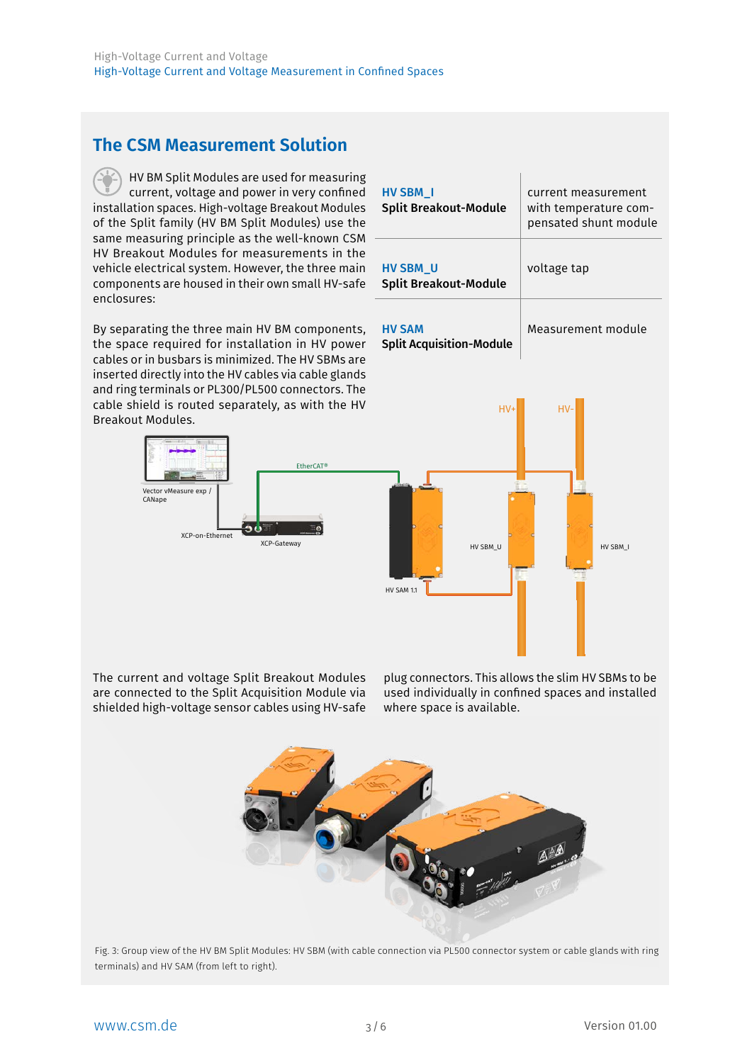## The CSM Measurement Solution

HV BM Split Modules are used for measuring current, voltage and power in very confined installation spaces. High-voltage Breakout Modules of the Split family (HV BM Split Modules) use the same measuring principle as the well-known CSM HV Breakout Modules for measurements in the vehicle electrical system. However, the three main components are housed in their own small HV-safe enclosures:

| | |
|---|---|
| **HV SBM_I** **Split Breakout-Module** | current measurement with temperature compensated shunt module |
| **HV SBM_U** **Split Breakout-Module** | voltage tap |
| **HV SAM** **Split Acquisition-Module** | Measurement module |

By separating the three main HV BM components, the space required for installation in HV power cables or in busbars is minimized. The HV SBMs are inserted directly into the HV cables via cable glands and ring terminals or PL300/PL500 connectors. The cable shield is routed separately, as with the HV Breakout Modules.

The current and voltage Split Breakout Modules are connected to the Split Acquisition Module via shielded high-voltage sensor cables using HV-safe plug connectors. This allows the slim HV SBMs to be used individually in confined spaces and installed where space is available.

Fig. 3: Group view of the HV BM Split Modules: HV SBM (with cable connection via PL500 connector system or cable glands with ring terminals) and HV SAM (from left to right).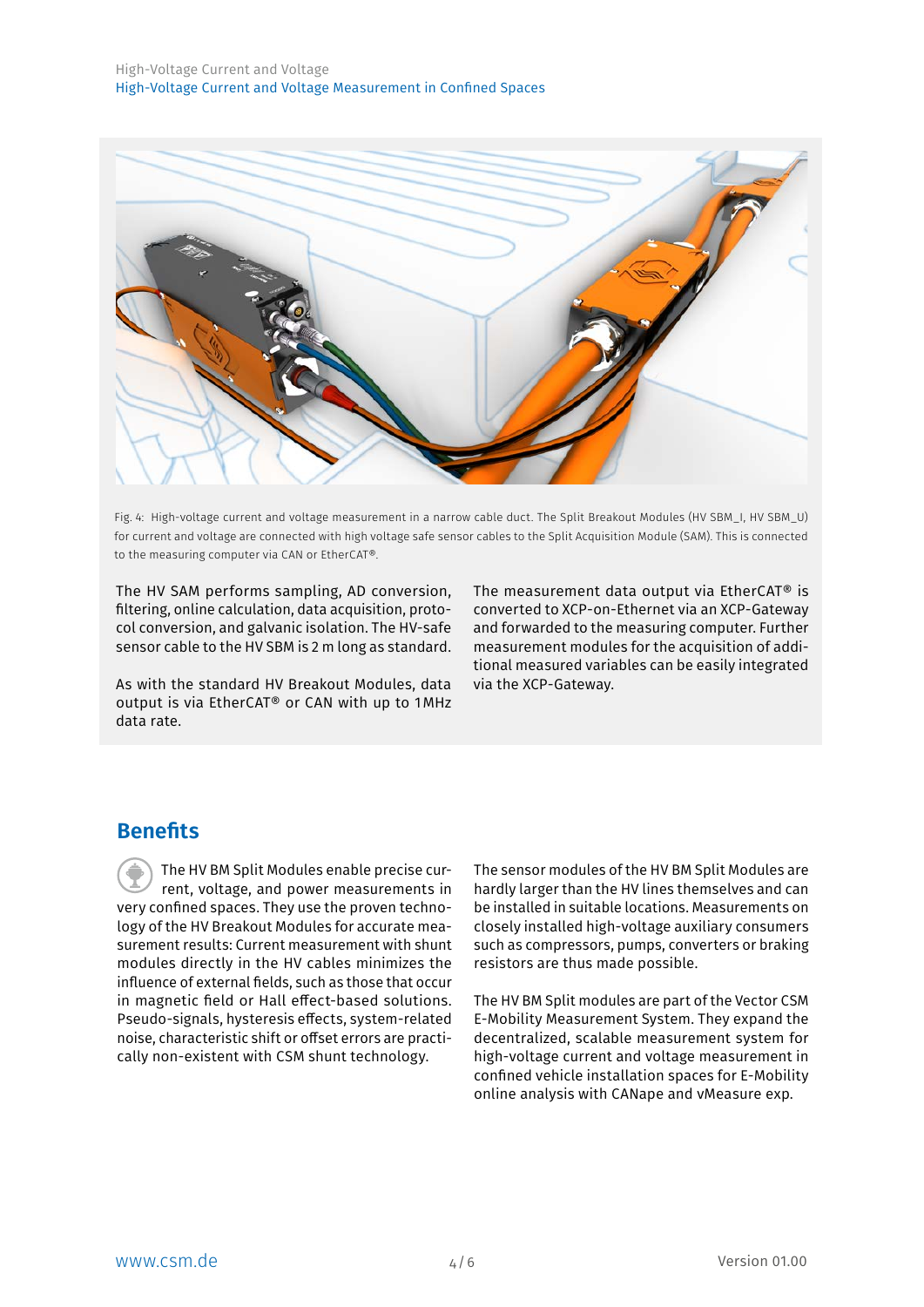Fig. 4: High-voltage current and voltage measurement in a narrow cable duct. The Split Breakout Modules (HV SBM_I, HV SBM_U) for current and voltage are connected with high voltage safe sensor cables to the Split Acquisition Module (SAM). This is connected to the measuring computer via CAN or EtherCAT®.

The HV SAM performs sampling, AD conversion, filtering, online calculation, data acquisition, protocol conversion, and galvanic isolation. The HV-safe sensor cable to the HV SBM is 2 m long as standard.

As with the standard HV Breakout Modules, data output is via EtherCAT® or CAN with up to 1 MHz data rate.

The measurement data output via EtherCAT® is converted to XCP-on-Ethernet via an XCP-Gateway and forwarded to the measuring computer. Further measurement modules for the acquisition of additional measured variables can be easily integrated via the XCP-Gateway.

## Benefits

The HV BM Split Modules enable precise current, voltage, and power measurements in very confined spaces. They use the proven technology of the HV Breakout Modules for accurate measurement results: Current measurement with shunt modules directly in the HV cables minimizes the influence of external fields, such as those that occur in magnetic field or Hall effect-based solutions. Pseudo-signals, hysteresis effects, system-related noise, characteristic shift or offset errors are practically non-existent with CSM shunt technology.

The sensor modules of the HV BM Split Modules are hardly larger than the HV lines themselves and can be installed in suitable locations. Measurements on closely installed high-voltage auxiliary consumers such as compressors, pumps, converters or braking resistors are thus made possible.

The HV BM Split modules are part of the Vector CSM E-Mobility Measurement System. They expand the decentralized, scalable measurement system for high-voltage current and voltage measurement in confined vehicle installation spaces for E-Mobility online analysis with CANape and vMeasure exp.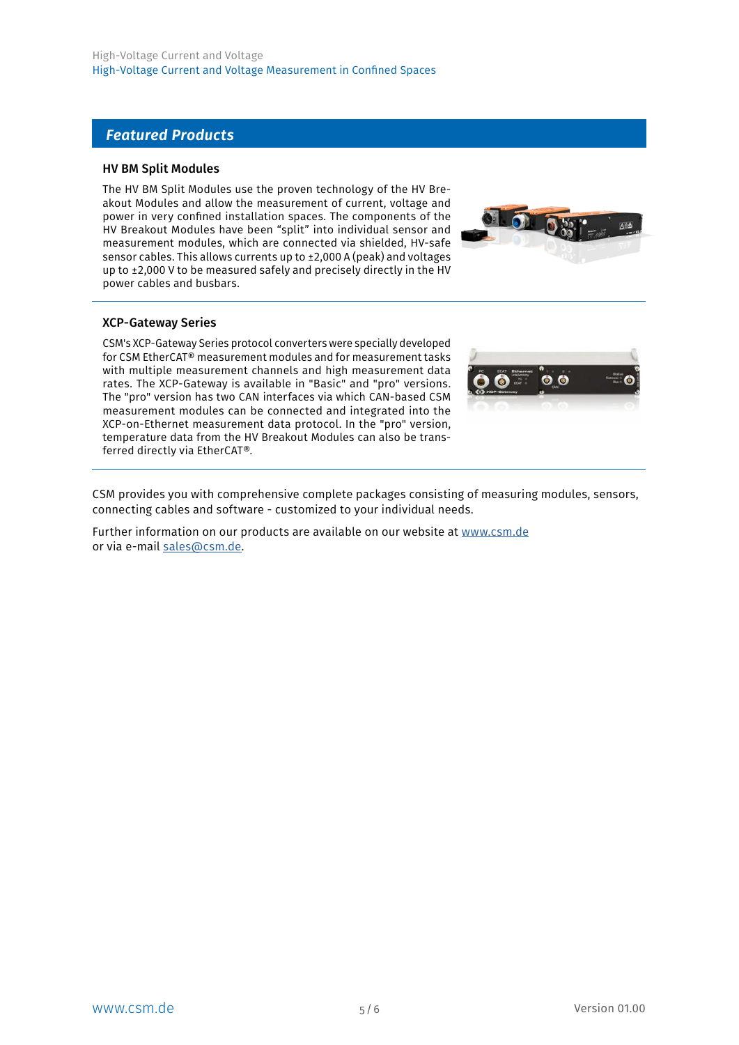## Featured Products

### HV BM Split Modules

The HV BM Split Modules use the proven technology of the HV Breakout Modules and allow the measurement of current, voltage and power in very confined installation spaces. The components of the HV Breakout Modules have been “split” into individual sensor and measurement modules, which are connected via shielded, HV-safe sensor cables. This allows currents up to ±2,000 A (peak) and voltages up to ±2,000 V to be measured safely and precisely directly in the HV power cables and busbars.

### XCP-Gateway Series

CSM's XCP-Gateway Series protocol converters were specially developed for CSM EtherCAT® measurement modules and for measurement tasks with multiple measurement channels and high measurement data rates. The XCP-Gateway is available in "Basic" and "pro" versions. The "pro" version has two CAN interfaces via which CAN-based CSM measurement modules can be connected and integrated into the XCP-on-Ethernet measurement data protocol. In the "pro" version, temperature data from the HV Breakout Modules can also be transferred directly via EtherCAT®.

CSM provides you with comprehensive complete packages consisting of measuring modules, sensors, connecting cables and software - customized to your individual needs.

Further information on our products are available on our website at [www.csm.de](http://www.csm.de)
or via e-mail [sales@csm.de](mailto:sales@csm.de).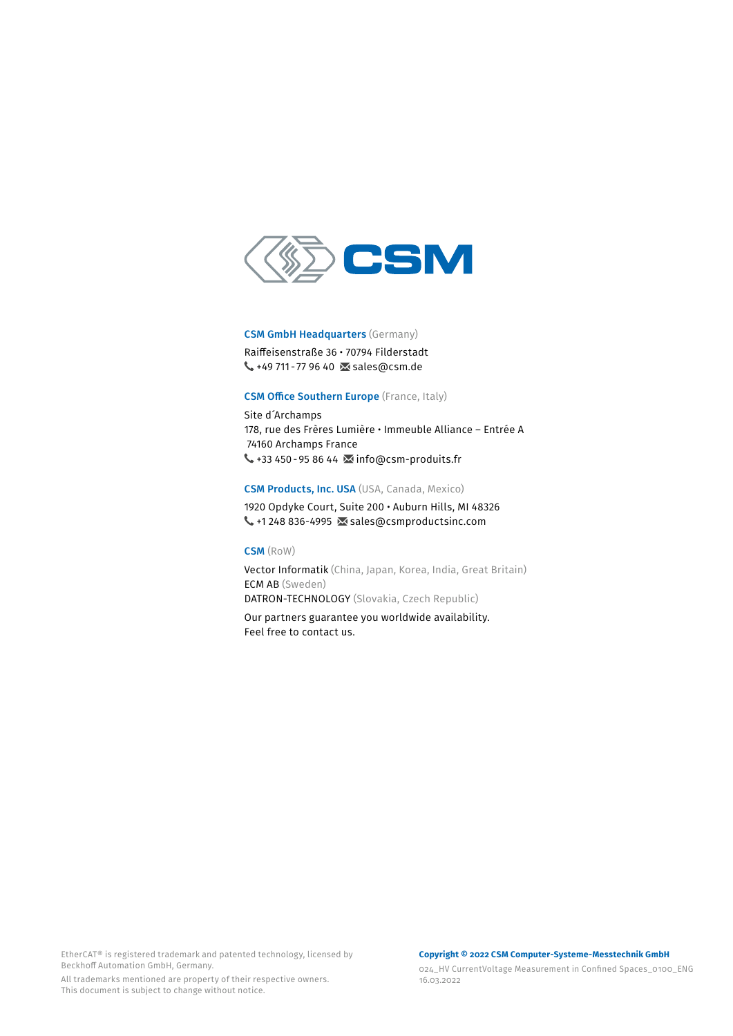**CSM GmbH Headquarters** (Germany)

Raiffeisenstraße 36 • 70794 Filderstadt
+49 711-77 96 40 sales@csm.de

**CSM Office Southern Europe** (France, Italy)

Site d´Archamps
178, rue des Frères Lumière • Immeuble Alliance – Entrée A
74160 Archamps France
+33 450-95 86 44 info@csm-produits.fr

**CSM Products, Inc. USA** (USA, Canada, Mexico)

1920 Opdyke Court, Suite 200 • Auburn Hills, MI 48326
+1 248 836-4995 sales@csmproductsinc.com

**CSM** (RoW)

Vector Informatik (China, Japan, Korea, India, Great Britain)
ECM AB (Sweden)
DATRON-TECHNOLOGY (Slovakia, Czech Republic)

Our partners guarantee you worldwide availability.
Feel free to contact us.

EtherCAT® is registered trademark and patented technology, licensed by Beckhoff Automation GmbH, Germany.

All trademarks mentioned are property of their respective owners.
This document is subject to change without notice.

**Copyright © 2022 CSM Computer-Systeme-Messtechnik GmbH**

024_HV CurrentVoltage Measurement in Confined Spaces_0100_ENG
16.03.2022